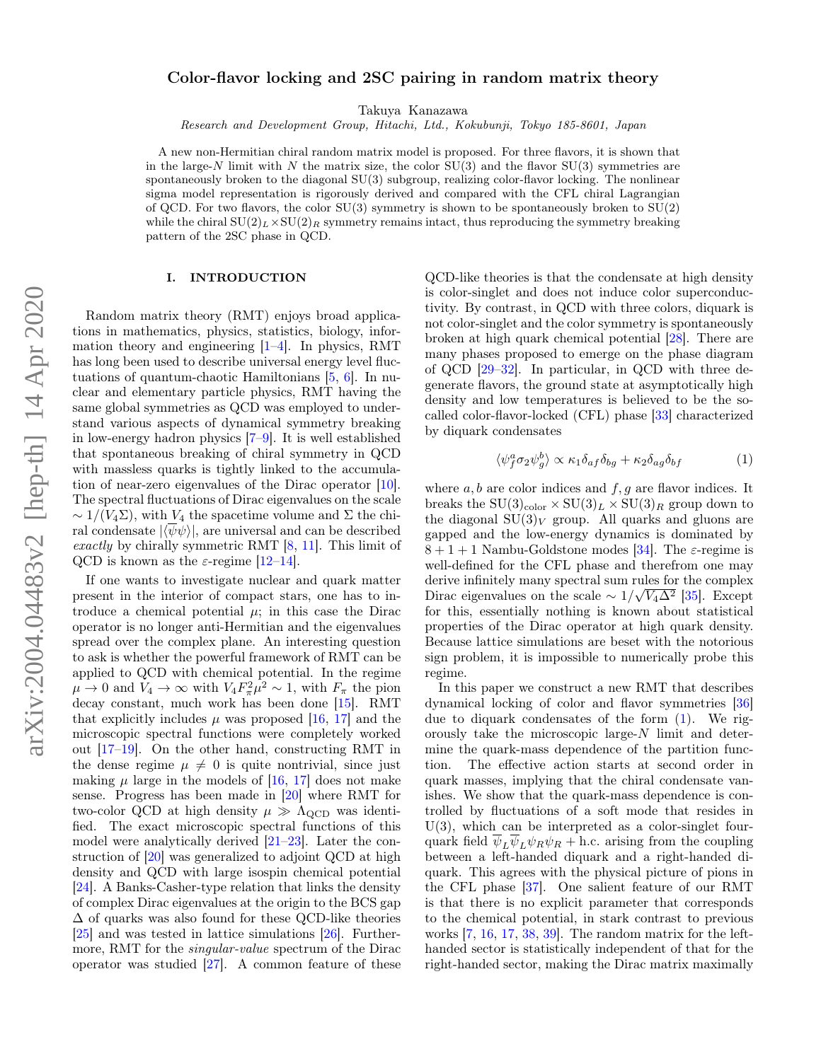# Color-flavor locking and 2SC pairing in random matrix theory

Takuya Kanazawa

*Research and Development Group, Hitachi, Ltd., Kokubunji, Tokyo 185-8601, Japan*

A new non-Hermitian chiral random matrix model is proposed. For three flavors, it is shown that in the large-$N$ limit with $N$ the matrix size, the color SU(3) and the flavor SU(3) symmetries are spontaneously broken to the diagonal SU(3) subgroup, realizing color-flavor locking. The nonlinear sigma model representation is rigorously derived and compared with the CFL chiral Lagrangian of QCD. For two flavors, the color SU(3) symmetry is shown to be spontaneously broken to SU(2) while the chiral $\mathrm{SU}(2)_L\times\mathrm{SU}(2)_R$ symmetry remains intact, thus reproducing the symmetry breaking pattern of the 2SC phase in QCD.

## I. INTRODUCTION

Random matrix theory (RMT) enjoys broad applications in mathematics, physics, statistics, biology, information theory and engineering [1–4]. In physics, RMT has long been used to describe universal energy level fluctuations of quantum-chaotic Hamiltonians [5, 6]. In nuclear and elementary particle physics, RMT having the same global symmetries as QCD was employed to understand various aspects of dynamical symmetry breaking in low-energy hadron physics [7–9]. It is well established that spontaneous breaking of chiral symmetry in QCD with massless quarks is tightly linked to the accumulation of near-zero eigenvalues of the Dirac operator [10]. The spectral fluctuations of Dirac eigenvalues on the scale $\sim 1/(V_4\Sigma)$, with $V_4$ the spacetime volume and $\Sigma$ the chiral condensate $|\langle\overline{\psi}\psi\rangle|$, are universal and can be described *exactly* by chirally symmetric RMT [8, 11]. This limit of QCD is known as the $\varepsilon$-regime [12–14].

If one wants to investigate nuclear and quark matter present in the interior of compact stars, one has to introduce a chemical potential $\mu$; in this case the Dirac operator is no longer anti-Hermitian and the eigenvalues spread over the complex plane. An interesting question to ask is whether the powerful framework of RMT can be applied to QCD with chemical potential. In the regime $\mu\to 0$ and $V_4\to\infty$ with $V_4F_\pi^2\mu^2\sim 1$, with $F_\pi$ the pion decay constant, much work has been done [15]. RMT that explicitly includes $\mu$ was proposed [16, 17] and the microscopic spectral functions were completely worked out [17–19]. On the other hand, constructing RMT in the dense regime $\mu\neq 0$ is quite nontrivial, since just making $\mu$ large in the models of [16, 17] does not make sense. Progress has been made in [20] where RMT for two-color QCD at high density $\mu\gg\Lambda_{\mathrm{QCD}}$ was identified. The exact microscopic spectral functions of this model were analytically derived [21–23]. Later the construction of [20] was generalized to adjoint QCD at high density and QCD with large isospin chemical potential [24]. A Banks-Casher-type relation that links the density of complex Dirac eigenvalues at the origin to the BCS gap $\Delta$ of quarks was also found for these QCD-like theories [25] and was tested in lattice simulations [26]. Furthermore, RMT for the *singular-value* spectrum of the Dirac operator was studied [27]. A common feature of these QCD-like theories is that the condensate at high density is color-singlet and does not induce color superconductivity. By contrast, in QCD with three colors, diquark is not color-singlet and the color symmetry is spontaneously broken at high quark chemical potential [28]. There are many phases proposed to emerge on the phase diagram of QCD [29–32]. In particular, in QCD with three degenerate flavors, the ground state at asymptotically high density and low temperatures is believed to be the so-called color-flavor-locked (CFL) phase [33] characterized by diquark condensates

$$\langle\psi_f^a\sigma_2\psi_g^b\rangle\propto\kappa_1\delta_{af}\delta_{bg}+\kappa_2\delta_{ag}\delta_{bf}\tag{1}$$

where $a,b$ are color indices and $f,g$ are flavor indices. It breaks the $\mathrm{SU}(3)_{\mathrm{color}}\times\mathrm{SU}(3)_L\times\mathrm{SU}(3)_R$ group down to the diagonal $\mathrm{SU}(3)_V$ group. All quarks and gluons are gapped and the low-energy dynamics is dominated by $8+1+1$ Nambu-Goldstone modes [34]. The $\varepsilon$-regime is well-defined for the CFL phase and therefrom one may derive infinitely many spectral sum rules for the complex Dirac eigenvalues on the scale $\sim 1/\sqrt{V_4\Delta^2}$ [35]. Except for this, essentially nothing is known about statistical properties of the Dirac operator at high quark density. Because lattice simulations are beset with the notorious sign problem, it is impossible to numerically probe this regime.

In this paper we construct a new RMT that describes dynamical locking of color and flavor symmetries [36] due to diquark condensates of the form (1). We rigorously take the microscopic large-$N$ limit and determine the quark-mass dependence of the partition function. The effective action starts at second order in quark masses, implying that the chiral condensate vanishes. We show that the quark-mass dependence is controlled by fluctuations of a soft mode that resides in U(3), which can be interpreted as a color-singlet four-quark field $\overline{\psi}_L\overline{\psi}_L\psi_R\psi_R+\mathrm{h.c.}$ arising from the coupling between a left-handed diquark and a right-handed diquark. This agrees with the physical picture of pions in the CFL phase [37]. One salient feature of our RMT is that there is no explicit parameter that corresponds to the chemical potential, in stark contrast to previous works [7, 16, 17, 38, 39]. The random matrix for the left-handed sector is statistically independent of that for the right-handed sector, making the Dirac matrix maximally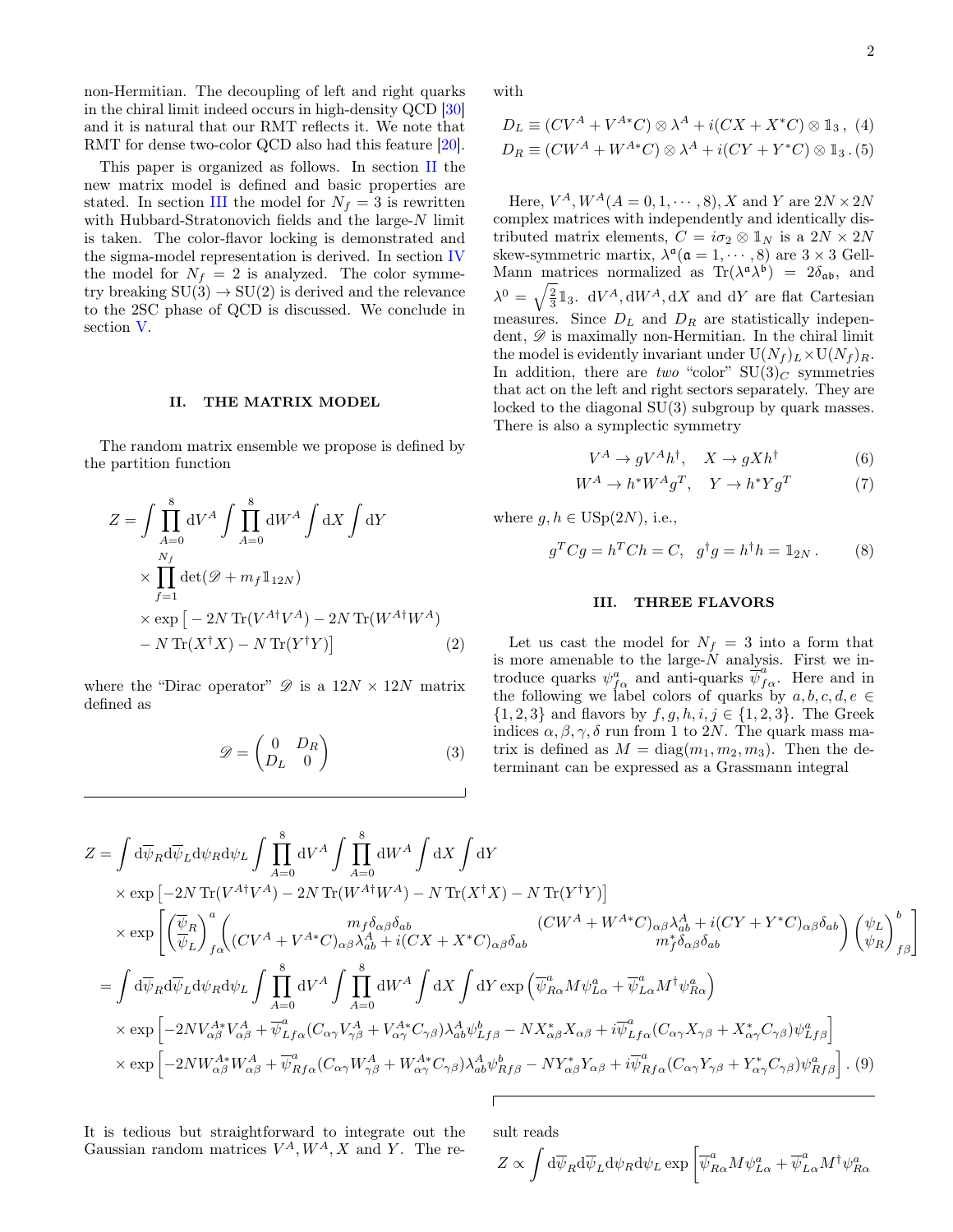non-Hermitian. The decoupling of left and right quarks in the chiral limit indeed occurs in high-density QCD [30] and it is natural that our RMT reflects it. We note that RMT for dense two-color QCD also had this feature [20].

This paper is organized as follows. In section II the new matrix model is defined and basic properties are stated. In section III the model for $N_f = 3$ is rewritten with Hubbard-Stratonovich fields and the large-$N$ limit is taken. The color-flavor locking is demonstrated and the sigma-model representation is derived. In section IV the model for $N_f = 2$ is analyzed. The color symmetry breaking $\mathrm{SU}(3) \to \mathrm{SU}(2)$ is derived and the relevance to the 2SC phase of QCD is discussed. We conclude in section V.

## II. THE MATRIX MODEL

The random matrix ensemble we propose is defined by the partition function

$$
\begin{aligned}
Z = \int \prod_{A=0}^{8} \mathrm{d}V^A \int \prod_{A=0}^{8} \mathrm{d}W^A \int \mathrm{d}X \int \mathrm{d}Y \\
\times \prod_{f=1}^{N_f} \det(\mathscr{D} + m_f \mathbb{1}_{12N}) \\
\times \exp\big[ -2N\,\mathrm{Tr}(V^{A\dagger}V^A) - 2N\,\mathrm{Tr}(W^{A\dagger}W^A) \\
- N\,\mathrm{Tr}(X^\dagger X) - N\,\mathrm{Tr}(Y^\dagger Y)\big]
\end{aligned}
\tag{2}
$$

where the "Dirac operator" $\mathscr{D}$ is a $12N \times 12N$ matrix defined as

$$
\mathscr{D} = \begin{pmatrix} 0 & D_R \\ D_L & 0 \end{pmatrix}
\tag{3}
$$

with

$$
D_L \equiv (CV^A + V^{A*}C) \otimes \lambda^A + i(CX + X^*C) \otimes \mathbb{1}_3 \,, \tag{4}
$$

$$
D_R \equiv (CW^A + W^{A*}C) \otimes \lambda^A + i(CY + Y^*C) \otimes \mathbb{1}_3 \,. \tag{5}
$$

Here, $V^A, W^A (A = 0, 1, \cdots, 8), X$ and $Y$ are $2N \times 2N$ complex matrices with independently and identically distributed matrix elements, $C = i\sigma_2 \otimes \mathbb{1}_N$ is a $2N \times 2N$ skew-symmetric martix, $\lambda^{\mathfrak{a}}(\mathfrak{a} = 1, \cdots, 8)$ are $3 \times 3$ Gell-Mann matrices normalized as $\mathrm{Tr}(\lambda^{\mathfrak{a}}\lambda^{\mathfrak{b}}) = 2\delta_{\mathfrak{a}\mathfrak{b}}$, and $\lambda^0 = \sqrt{\frac{2}{3}}\mathbb{1}_3$. $\mathrm{d}V^A, \mathrm{d}W^A, \mathrm{d}X$ and $\mathrm{d}Y$ are flat Cartesian measures. Since $D_L$ and $D_R$ are statistically independent, $\mathscr{D}$ is maximally non-Hermitian. In the chiral limit the model is evidently invariant under $\mathrm{U}(N_f)_L \times \mathrm{U}(N_f)_R$. In addition, there are *two* "color" $\mathrm{SU}(3)_C$ symmetries that act on the left and right sectors separately. They are locked to the diagonal SU(3) subgroup by quark masses. There is also a symplectic symmetry

$$
V^A \to gV^A h^\dagger, \quad X \to gXh^\dagger \tag{6}
$$

$$
W^A \to h^* W^A g^T, \quad Y \to h^* Y g^T \tag{7}
$$

where $g, h \in \mathrm{USp}(2N)$, i.e.,

$$
g^T C g = h^T C h = C, \quad g^\dagger g = h^\dagger h = \mathbb{1}_{2N} \,. \tag{8}
$$

## III. THREE FLAVORS

Let us cast the model for $N_f = 3$ into a form that is more amenable to the large-$N$ analysis. First we introduce quarks $\psi^a_{f\alpha}$ and anti-quarks $\overline{\psi}^a_{f\alpha}$. Here and in the following we label colors of quarks by $a, b, c, d, e \in \{1, 2, 3\}$ and flavors by $f, g, h, i, j \in \{1, 2, 3\}$. The Greek indices $\alpha, \beta, \gamma, \delta$ run from 1 to $2N$. The quark mass matrix is defined as $M = \mathrm{diag}(m_1, m_2, m_3)$. Then the determinant can be expressed as a Grassmann integral

$$
\begin{aligned}
Z &= \int \mathrm{d}\overline{\psi}_R \mathrm{d}\overline{\psi}_L \mathrm{d}\psi_R \mathrm{d}\psi_L \int \prod_{A=0}^{8} \mathrm{d}V^A \int \prod_{A=0}^{8} \mathrm{d}W^A \int \mathrm{d}X \int \mathrm{d}Y \\
&\quad \times \exp\left[-2N\,\mathrm{Tr}(V^{A\dagger}V^A) - 2N\,\mathrm{Tr}(W^{A\dagger}W^A) - N\,\mathrm{Tr}(X^\dagger X) - N\,\mathrm{Tr}(Y^\dagger Y)\right] \\
&\quad \times \exp\left[ \begin{pmatrix} \overline{\psi}_R \\ \overline{\psi}_L \end{pmatrix}^a_{f\alpha} \begin{pmatrix} m_f \delta_{\alpha\beta}\delta_{ab} & (CW^A + W^{A*}C)_{\alpha\beta}\lambda^A_{ab} + i(CY + Y^*C)_{\alpha\beta}\delta_{ab} \\ (CV^A + V^{A*}C)_{\alpha\beta}\lambda^A_{ab} + i(CX + X^*C)_{\alpha\beta}\delta_{ab} & m_f^* \delta_{\alpha\beta}\delta_{ab} \end{pmatrix} \begin{pmatrix} \psi_L \\ \psi_R \end{pmatrix}^b_{f\beta} \right] \\
&= \int \mathrm{d}\overline{\psi}_R \mathrm{d}\overline{\psi}_L \mathrm{d}\psi_R \mathrm{d}\psi_L \int \prod_{A=0}^{8} \mathrm{d}V^A \int \prod_{A=0}^{8} \mathrm{d}W^A \int \mathrm{d}X \int \mathrm{d}Y \exp\left(\overline{\psi}^a_{R\alpha} M \psi^a_{L\alpha} + \overline{\psi}^a_{L\alpha} M^\dagger \psi^a_{R\alpha}\right) \\
&\quad \times \exp\left[-2NV^{A*}_{\alpha\beta}V^A_{\alpha\beta} + \overline{\psi}^a_{Lf\alpha}(C_{\alpha\gamma}V^A_{\gamma\beta} + V^{A*}_{\alpha\gamma}C_{\gamma\beta})\lambda^A_{ab}\psi^b_{Lf\beta} - NX^*_{\alpha\beta}X_{\alpha\beta} + i\overline{\psi}^a_{Lf\alpha}(C_{\alpha\gamma}X_{\gamma\beta} + X^*_{\alpha\gamma}C_{\gamma\beta})\psi^a_{Lf\beta}\right] \\
&\quad \times \exp\left[-2NW^{A*}_{\alpha\beta}W^A_{\alpha\beta} + \overline{\psi}^a_{Rf\alpha}(C_{\alpha\gamma}W^A_{\gamma\beta} + W^{A*}_{\alpha\gamma}C_{\gamma\beta})\lambda^A_{ab}\psi^b_{Rf\beta} - NY^*_{\alpha\beta}Y_{\alpha\beta} + i\overline{\psi}^a_{Rf\alpha}(C_{\alpha\gamma}Y_{\gamma\beta} + Y^*_{\alpha\gamma}C_{\gamma\beta})\psi^a_{Rf\beta}\right].
\end{aligned}
\tag{9}
$$

It is tedious but straightforward to integrate out the Gaussian random matrices $V^A, W^A, X$ and $Y$. The result reads

$$
Z \propto \int \mathrm{d}\overline{\psi}_R \mathrm{d}\overline{\psi}_L \mathrm{d}\psi_R \mathrm{d}\psi_L \exp\Big[\overline{\psi}^a_{R\alpha} M \psi^a_{L\alpha} + \overline{\psi}^a_{L\alpha} M^\dagger \psi^a_{R\alpha}
$$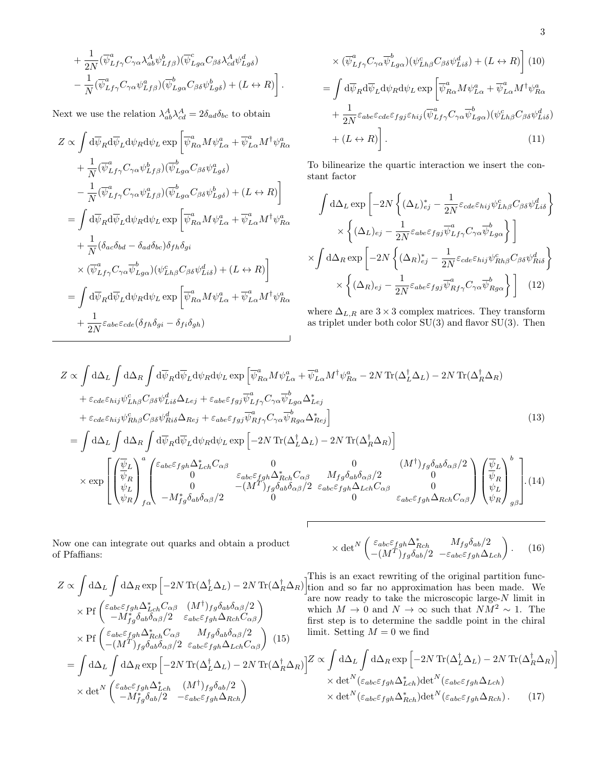$$
+ \frac{1}{2N}(\overline{\psi}^a_{Lf\gamma}C_{\gamma\alpha}\lambda^A_{ab}\psi^b_{Lf\beta})(\overline{\psi}^c_{Lg\alpha}C_{\beta\delta}\lambda^A_{cd}\psi^d_{Lg\delta})
- \frac{1}{N}(\overline{\psi}^a_{Lf\gamma}C_{\gamma\alpha}\psi^a_{Lf\beta})(\overline{\psi}^b_{Lg\alpha}C_{\beta\delta}\psi^b_{Lg\delta}) + (L\leftrightarrow R)\Bigg].
$$

Next we use the relation $\lambda^A_{ab}\lambda^A_{cd} = 2\delta_{ad}\delta_{bc}$ to obtain

$$
\begin{aligned}
Z &\propto \int \mathrm{d}\overline{\psi}_R \mathrm{d}\overline{\psi}_L \mathrm{d}\psi_R \mathrm{d}\psi_L \exp\Bigg[\overline{\psi}^a_{R\alpha} M \psi^a_{L\alpha} + \overline{\psi}^a_{L\alpha} M^\dagger \psi^a_{R\alpha} \\
&\quad + \frac{1}{N}(\overline{\psi}^a_{Lf\gamma}C_{\gamma\alpha}\psi^b_{Lf\beta})(\overline{\psi}^b_{Lg\alpha}C_{\beta\delta}\psi^a_{Lg\delta}) \\
&\quad - \frac{1}{N}(\overline{\psi}^a_{Lf\gamma}C_{\gamma\alpha}\psi^a_{Lf\beta})(\overline{\psi}^b_{Lg\alpha}C_{\beta\delta}\psi^b_{Lg\delta}) + (L\leftrightarrow R)\Bigg] \\
&= \int \mathrm{d}\overline{\psi}_R \mathrm{d}\overline{\psi}_L \mathrm{d}\psi_R \mathrm{d}\psi_L \exp\Bigg[\overline{\psi}^a_{R\alpha} M \psi^a_{L\alpha} + \overline{\psi}^a_{L\alpha} M^\dagger \psi^a_{R\alpha} \\
&\quad + \frac{1}{N}(\delta_{ac}\delta_{bd} - \delta_{ad}\delta_{bc})\delta_{fh}\delta_{gi} \\
&\quad \times (\overline{\psi}^a_{Lf\gamma}C_{\gamma\alpha}\overline{\psi}^b_{Lg\alpha})(\psi^c_{Lh\beta}C_{\beta\delta}\psi^d_{Li\delta}) + (L\leftrightarrow R)\Bigg] \\
&= \int \mathrm{d}\overline{\psi}_R \mathrm{d}\overline{\psi}_L \mathrm{d}\psi_R \mathrm{d}\psi_L \exp\Bigg[\overline{\psi}^a_{R\alpha} M \psi^a_{L\alpha} + \overline{\psi}^a_{L\alpha} M^\dagger \psi^a_{R\alpha} \\
&\quad + \frac{1}{2N}\varepsilon_{abe}\varepsilon_{cde}(\delta_{fh}\delta_{gi} - \delta_{fi}\delta_{gh}) \\
&\quad \times (\overline{\psi}^a_{Lf\gamma}C_{\gamma\alpha}\overline{\psi}^b_{Lg\alpha})(\psi^c_{Lh\beta}C_{\beta\delta}\psi^d_{Li\delta}) + (L\leftrightarrow R)\Bigg] \qquad (10) \\
&= \int \mathrm{d}\overline{\psi}_R \mathrm{d}\overline{\psi}_L \mathrm{d}\psi_R \mathrm{d}\psi_L \exp\Bigg[\overline{\psi}^a_{R\alpha} M \psi^a_{L\alpha} + \overline{\psi}^a_{L\alpha} M^\dagger \psi^a_{R\alpha} \\
&\quad + \frac{1}{2N}\varepsilon_{abe}\varepsilon_{cde}\varepsilon_{fgj}\varepsilon_{hij}(\overline{\psi}^a_{Lf\gamma}C_{\gamma\alpha}\overline{\psi}^b_{Lg\alpha})(\psi^c_{Lh\beta}C_{\beta\delta}\psi^d_{Li\delta}) \\
&\quad + (L\leftrightarrow R)\Bigg]. \qquad (11)
\end{aligned}
$$

To bilinearize the quartic interaction we insert the constant factor

$$
\begin{aligned}
&\int \mathrm{d}\Delta_L \exp\Bigg[-2N\left\{(\Delta_L)^*_{ej} - \frac{1}{2N}\varepsilon_{cde}\varepsilon_{hij}\psi^c_{Lh\beta}C_{\beta\delta}\psi^d_{Li\delta}\right\} \\
&\qquad \times \left\{(\Delta_L)_{ej} - \frac{1}{2N}\varepsilon_{abe}\varepsilon_{fgj}\overline{\psi}^a_{Lf\gamma}C_{\gamma\alpha}\overline{\psi}^b_{Lg\alpha}\right\}\Bigg] \\
&\times \int \mathrm{d}\Delta_R \exp\Bigg[-2N\left\{(\Delta_R)^*_{ej} - \frac{1}{2N}\varepsilon_{cde}\varepsilon_{hij}\psi^c_{Rh\beta}C_{\beta\delta}\psi^d_{Ri\delta}\right\} \\
&\qquad \times \left\{(\Delta_R)_{ej} - \frac{1}{2N}\varepsilon_{abe}\varepsilon_{fgj}\overline{\psi}^a_{Rf\gamma}C_{\gamma\alpha}\overline{\psi}^b_{Rg\alpha}\right\}\Bigg] \qquad (12)
\end{aligned}
$$

where $\Delta_{L,R}$ are $3\times 3$ complex matrices. They transform as triplet under both color SU(3) and flavor SU(3). Then

$$
\begin{aligned}
Z &\propto \int \mathrm{d}\Delta_L \int \mathrm{d}\Delta_R \int \mathrm{d}\overline{\psi}_R \mathrm{d}\overline{\psi}_L \mathrm{d}\psi_R \mathrm{d}\psi_L \exp\Big[\overline{\psi}^a_{R\alpha} M \psi^a_{L\alpha} + \overline{\psi}^a_{L\alpha} M^\dagger \psi^a_{R\alpha} - 2N\,\mathrm{Tr}(\Delta_L^\dagger\Delta_L) - 2N\,\mathrm{Tr}(\Delta_R^\dagger\Delta_R) \\
&\quad + \varepsilon_{cde}\varepsilon_{hij}\psi^c_{Lh\beta}C_{\beta\delta}\psi^d_{Li\delta}\Delta_{Lej} + \varepsilon_{abe}\varepsilon_{fgj}\overline{\psi}^a_{Lf\gamma}C_{\gamma\alpha}\overline{\psi}^b_{Lg\alpha}\Delta^*_{Lej} \\
&\quad + \varepsilon_{cde}\varepsilon_{hij}\psi^c_{Rh\beta}C_{\beta\delta}\psi^d_{Ri\delta}\Delta_{Rej} + \varepsilon_{abe}\varepsilon_{fgj}\overline{\psi}^a_{Rf\gamma}C_{\gamma\alpha}\overline{\psi}^b_{Rg\alpha}\Delta^*_{Rej}\Big] \qquad (13) \\
&= \int \mathrm{d}\Delta_L \int \mathrm{d}\Delta_R \int \mathrm{d}\overline{\psi}_R \mathrm{d}\overline{\psi}_L \mathrm{d}\psi_R \mathrm{d}\psi_L \exp\Big[-2N\,\mathrm{Tr}(\Delta_L^\dagger\Delta_L) - 2N\,\mathrm{Tr}(\Delta_R^\dagger\Delta_R)\Big] \\
&\quad \times \exp\left[\begin{pmatrix}\overline{\psi}_L\\ \overline{\psi}_R\\ \psi_L\\ \psi_R\end{pmatrix}^a_{f\alpha}
\begin{pmatrix}
\varepsilon_{abc}\varepsilon_{fgh}\Delta^*_{Lch}C_{\alpha\beta} & 0 & 0 & (M^\dagger)_{fg}\delta_{ab}\delta_{\alpha\beta}/2 \\
0 & \varepsilon_{abc}\varepsilon_{fgh}\Delta^*_{Rch}C_{\alpha\beta} & M_{fg}\delta_{ab}\delta_{\alpha\beta}/2 & 0 \\
0 & -(M^T)_{fg}\delta_{ab}\delta_{\alpha\beta}/2 & \varepsilon_{abc}\varepsilon_{fgh}\Delta_{Lch}C_{\alpha\beta} & 0 \\
-M^*_{fg}\delta_{ab}\delta_{\alpha\beta}/2 & 0 & 0 & \varepsilon_{abc}\varepsilon_{fgh}\Delta_{Rch}C_{\alpha\beta}
\end{pmatrix}
\begin{pmatrix}\overline{\psi}_L\\ \overline{\psi}_R\\ \psi_L\\ \psi_R\end{pmatrix}^b_{g\beta}\right]. \qquad (14)
\end{aligned}
$$

Now one can integrate out quarks and obtain a product of Pfaffians:

$$
\begin{aligned}
Z &\propto \int \mathrm{d}\Delta_L \int \mathrm{d}\Delta_R \exp\Big[-2N\,\mathrm{Tr}(\Delta_L^\dagger\Delta_L) - 2N\,\mathrm{Tr}(\Delta_R^\dagger\Delta_R)\Big] \\
&\quad \times \mathrm{Pf}\begin{pmatrix}\varepsilon_{abc}\varepsilon_{fgh}\Delta^*_{Lch}C_{\alpha\beta} & (M^\dagger)_{fg}\delta_{ab}\delta_{\alpha\beta}/2 \\ -M^*_{fg}\delta_{ab}\delta_{\alpha\beta}/2 & \varepsilon_{abc}\varepsilon_{fgh}\Delta_{Rch}C_{\alpha\beta}\end{pmatrix} \\
&\quad \times \mathrm{Pf}\begin{pmatrix}\varepsilon_{abc}\varepsilon_{fgh}\Delta^*_{Rch}C_{\alpha\beta} & M_{fg}\delta_{ab}\delta_{\alpha\beta}/2 \\ -(M^T)_{fg}\delta_{ab}\delta_{\alpha\beta}/2 & \varepsilon_{abc}\varepsilon_{fgh}\Delta_{Lch}C_{\alpha\beta}\end{pmatrix} \qquad (15) \\
&= \int \mathrm{d}\Delta_L \int \mathrm{d}\Delta_R \exp\Big[-2N\,\mathrm{Tr}(\Delta_L^\dagger\Delta_L) - 2N\,\mathrm{Tr}(\Delta_R^\dagger\Delta_R)\Big] \\
&\quad \times \mathrm{det}^N\begin{pmatrix}\varepsilon_{abc}\varepsilon_{fgh}\Delta^*_{Lch} & (M^\dagger)_{fg}\delta_{ab}/2 \\ -M^*_{fg}\delta_{ab}/2 & -\varepsilon_{abc}\varepsilon_{fgh}\Delta_{Rch}\end{pmatrix} \\
&\quad \times \mathrm{det}^N\begin{pmatrix}\varepsilon_{abc}\varepsilon_{fgh}\Delta^*_{Rch} & M_{fg}\delta_{ab}/2 \\ -(M^T)_{fg}\delta_{ab}/2 & -\varepsilon_{abc}\varepsilon_{fgh}\Delta_{Lch}\end{pmatrix}. \qquad (16)
\end{aligned}
$$

This is an exact rewriting of the original partition function and so far no approximation has been made. We are now ready to take the microscopic large-$N$ limit in which $M \to 0$ and $N \to \infty$ such that $NM^2 \sim 1$. The first step is to determine the saddle point in the chiral limit. Setting $M = 0$ we find

$$
\begin{aligned}
Z &\propto \int \mathrm{d}\Delta_L \int \mathrm{d}\Delta_R \exp\Big[-2N\,\mathrm{Tr}(\Delta_L^\dagger\Delta_L) - 2N\,\mathrm{Tr}(\Delta_R^\dagger\Delta_R)\Big] \\
&\quad \times \mathrm{det}^N(\varepsilon_{abc}\varepsilon_{fgh}\Delta^*_{Lch})\mathrm{det}^N(\varepsilon_{abc}\varepsilon_{fgh}\Delta_{Lch}) \\
&\quad \times \mathrm{det}^N(\varepsilon_{abc}\varepsilon_{fgh}\Delta^*_{Rch})\mathrm{det}^N(\varepsilon_{abc}\varepsilon_{fgh}\Delta_{Rch}). \qquad (17)
\end{aligned}
$$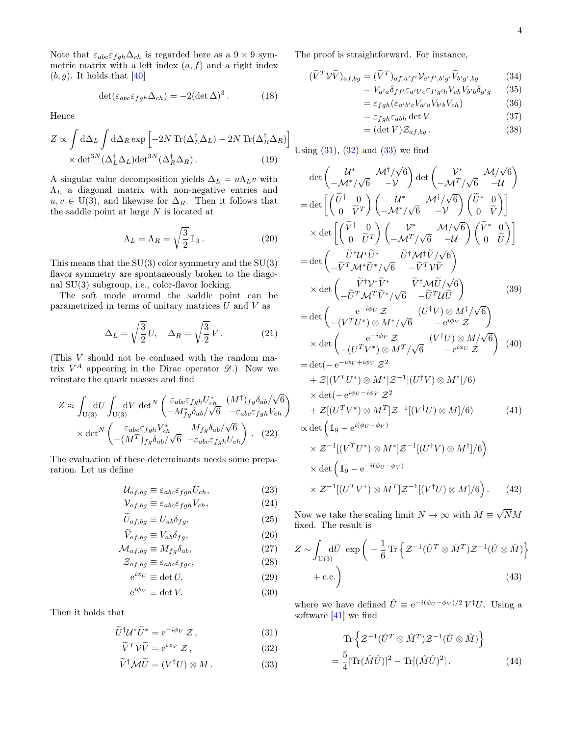Note that $\varepsilon_{abc}\varepsilon_{fgh}\Delta_{ch}$ is regarded here as a $9\times 9$ symmetric matrix with a left index $(a,f)$ and a right index $(b,g)$. It holds that [40]

$$\det(\varepsilon_{abc}\varepsilon_{fgh}\Delta_{ch}) = -2(\det\Delta)^3\,. \tag{18}$$

Hence

$$Z \propto \int \mathrm{d}\Delta_L \int \mathrm{d}\Delta_R \exp\left[-2N\,\mathrm{Tr}(\Delta_L^\dagger\Delta_L) - 2N\,\mathrm{Tr}(\Delta_R^\dagger\Delta_R)\right] \times \det{}^{3N}(\Delta_L^\dagger\Delta_L)\det{}^{3N}(\Delta_R^\dagger\Delta_R)\,. \tag{19}$$

A singular value decomposition yields $\Delta_L = u\Lambda_L v$ with $\Lambda_L$ a diagonal matrix with non-negative entries and $u, v\in \mathrm{U}(3)$, and likewise for $\Delta_R$. Then it follows that the saddle point at large $N$ is located at

$$\Lambda_L = \Lambda_R = \sqrt{\frac{3}{2}}\,\mathbb{1}_3\,. \tag{20}$$

This means that the SU(3) color symmetry and the SU(3) flavor symmetry are spontaneously broken to the diagonal SU(3) subgroup, i.e., color-flavor locking.

The soft mode around the saddle point can be parametrized in terms of unitary matrices $U$ and $V$ as

$$\Delta_L = \sqrt{\frac{3}{2}}\,U, \quad \Delta_R = \sqrt{\frac{3}{2}}\,V\,. \tag{21}$$

(This $V$ should not be confused with the random matrix $V^A$ appearing in the Dirac operator $\mathscr{D}$.) Now we reinstate the quark masses and find

$$Z \approx \int_{\mathrm{U}(3)}\mathrm{d}U \int_{\mathrm{U}(3)}\mathrm{d}V\, \det{}^N\begin{pmatrix} \varepsilon_{abc}\varepsilon_{fgh}U^*_{ch} & (M^\dagger)_{fg}\delta_{ab}/\sqrt{6} \\ -M^*_{fg}\delta_{ab}/\sqrt{6} & -\varepsilon_{abc}\varepsilon_{fgh}V_{ch}\end{pmatrix} \times \det{}^N\begin{pmatrix} \varepsilon_{abc}\varepsilon_{fgh}V^*_{ch} & M_{fg}\delta_{ab}/\sqrt{6} \\ -(M^T)_{fg}\delta_{ab}/\sqrt{6} & -\varepsilon_{abc}\varepsilon_{fgh}U_{ch}\end{pmatrix}\,. \tag{22}$$

The evaluation of these determinants needs some preparation. Let us define

$$\mathcal{U}_{af,bg} \equiv \varepsilon_{abc}\varepsilon_{fgh}U_{ch}, \tag{23}$$
$$\mathcal{V}_{af,bg} \equiv \varepsilon_{abc}\varepsilon_{fgh}V_{ch}, \tag{24}$$
$$\widetilde{U}_{af,bg} \equiv U_{ab}\delta_{fg}, \tag{25}$$
$$\widetilde{V}_{af,bg} \equiv V_{ab}\delta_{fg}, \tag{26}$$
$$\mathcal{M}_{af,bg} \equiv M_{fg}\delta_{ab}, \tag{27}$$
$$\mathcal{Z}_{af,bg} \equiv \varepsilon_{abc}\varepsilon_{fgc}, \tag{28}$$
$$\mathrm{e}^{i\phi_U} \equiv \det U, \tag{29}$$
$$\mathrm{e}^{i\phi_V} \equiv \det V. \tag{30}$$

Then it holds that

$$\widetilde{U}^\dagger\mathcal{U}^*\widetilde{U}^* = \mathrm{e}^{-i\phi_U}\,\mathcal{Z}\,, \tag{31}$$
$$\widetilde{V}^T\mathcal{V}\widetilde{V} = \mathrm{e}^{i\phi_V}\,\mathcal{Z}\,, \tag{32}$$
$$\widetilde{V}^\dagger\mathcal{M}\widetilde{U} = (V^\dagger U)\otimes M\,. \tag{33}$$

The proof is straightforward. For instance,

$$\begin{aligned}
(\widetilde{V}^T\mathcal{V}\widetilde{V})_{af,bg} &= (\widetilde{V}^T)_{af,a'f'}\mathcal{V}_{a'f',b'g'}\widetilde{V}_{b'g',bg} &(34)\\
&= V_{a'a}\delta_{ff'}\varepsilon_{a'b'c}\varepsilon_{f'g'h}V_{ch}V_{b'b}\delta_{g'g} &(35)\\
&= \varepsilon_{fgh}(\varepsilon_{a'b'c}V_{a'a}V_{b'b}V_{ch}) &(36)\\
&= \varepsilon_{fgh}\varepsilon_{abh}\det V &(37)\\
&= (\det V)\mathcal{Z}_{af,bg}\,. &(38)
\end{aligned}$$

Using (31), (32) and (33) we find

$$\begin{aligned}
&\det\begin{pmatrix}\mathcal{U}^* & \mathcal{M}^\dagger/\sqrt{6}\\ -\mathcal{M}^*/\sqrt{6} & -\mathcal{V}\end{pmatrix}\det\begin{pmatrix}\mathcal{V}^* & \mathcal{M}/\sqrt{6}\\ -\mathcal{M}^T/\sqrt{6} & -\mathcal{U}\end{pmatrix}\\
&=\det\left[\begin{pmatrix}\widetilde{U}^\dagger & 0\\ 0 & \widetilde{V}^T\end{pmatrix}\begin{pmatrix}\mathcal{U}^* & \mathcal{M}^\dagger/\sqrt{6}\\ -\mathcal{M}^*/\sqrt{6} & -\mathcal{V}\end{pmatrix}\begin{pmatrix}\widetilde{U}^* & 0\\ 0 & \widetilde{V}\end{pmatrix}\right]\\
&\quad\times\det\left[\begin{pmatrix}\widetilde{V}^\dagger & 0\\ 0 & \widetilde{U}^T\end{pmatrix}\begin{pmatrix}\mathcal{V}^* & \mathcal{M}/\sqrt{6}\\ -\mathcal{M}^T/\sqrt{6} & -\mathcal{U}\end{pmatrix}\begin{pmatrix}\widetilde{V}^* & 0\\ 0 & \widetilde{U}\end{pmatrix}\right]\\
&=\det\begin{pmatrix}\widetilde{U}^\dagger\mathcal{U}^*\widetilde{U}^* & \widetilde{U}^\dagger\mathcal{M}^\dagger\widetilde{V}/\sqrt{6}\\ -\widetilde{V}^T\mathcal{M}^*\widetilde{U}^*/\sqrt{6} & -\widetilde{V}^T\mathcal{V}\widetilde{V}\end{pmatrix}\\
&\quad\times\det\begin{pmatrix}\widetilde{V}^\dagger\mathcal{V}^*\widetilde{V}^* & \widetilde{V}^\dagger\mathcal{M}\widetilde{U}/\sqrt{6}\\ -\widetilde{U}^T\mathcal{M}^T\widetilde{V}^*/\sqrt{6} & -\widetilde{U}^T\mathcal{U}\widetilde{U}\end{pmatrix} &(39)\\
&=\det\begin{pmatrix}\mathrm{e}^{-i\phi_U}\,\mathcal{Z} & (U^\dagger V)\otimes M^\dagger/\sqrt{6}\\ -(V^TU^*)\otimes M^*/\sqrt{6} & -\,\mathrm{e}^{i\phi_V}\,\mathcal{Z}\end{pmatrix}\\
&\quad\times\det\begin{pmatrix}\mathrm{e}^{-i\phi_V}\,\mathcal{Z} & (V^\dagger U)\otimes M/\sqrt{6}\\ -(U^TV^*)\otimes M^T/\sqrt{6} & -\,\mathrm{e}^{i\phi_U}\,\mathcal{Z}\end{pmatrix} &(40)\\
&=\det(-\,\mathrm{e}^{-i\phi_U+i\phi_V}\,\mathcal{Z}^2\\
&\quad+\mathcal{Z}[(V^TU^*)\otimes M^*]\mathcal{Z}^{-1}[(U^\dagger V)\otimes M^\dagger]/6)\\
&\quad\times\det(-\,\mathrm{e}^{i\phi_U-i\phi_V}\,\mathcal{Z}^2\\
&\quad+\mathcal{Z}[(U^TV^*)\otimes M^T]\mathcal{Z}^{-1}[(V^\dagger U)\otimes M]/6) &(41)\\
&\propto\det\Big(\mathbb{1}_9-\mathrm{e}^{i(\phi_U-\phi_V)}\\
&\quad\times\mathcal{Z}^{-1}[(V^TU^*)\otimes M^*]\mathcal{Z}^{-1}[(U^\dagger V)\otimes M^\dagger]/6\Big)\\
&\quad\times\det\Big(\mathbb{1}_9-\mathrm{e}^{-i(\phi_U-\phi_V)}\\
&\quad\times\mathcal{Z}^{-1}[(U^TV^*)\otimes M^T]\mathcal{Z}^{-1}[(V^\dagger U)\otimes M]/6\Big)\,. &(42)
\end{aligned}$$

Now we take the scaling limit $N\to\infty$ with $\hat{M}\equiv\sqrt{N}M$ fixed. The result is

$$Z \sim \int_{\mathrm{U}(3)}\mathrm{d}\hat{U}\,\exp\left(-\frac{1}{6}\,\mathrm{Tr}\left\{\mathcal{Z}^{-1}(\hat{U}^T\otimes\hat{M}^T)\mathcal{Z}^{-1}(\hat{U}\otimes\hat{M})\right\} + \text{c.c.}\right) \tag{43}$$

where we have defined $\hat{U}\equiv \mathrm{e}^{-i(\phi_U-\phi_V)/2}\,V^\dagger U$. Using a software [41] we find

$$\mathrm{Tr}\left\{\mathcal{Z}^{-1}(\hat{U}^T\otimes\hat{M}^T)\mathcal{Z}^{-1}(\hat{U}\otimes\hat{M})\right\} = \frac{5}{4}[\mathrm{Tr}(\hat{M}\hat{U})]^2 - \mathrm{Tr}[(\hat{M}\hat{U})^2]\,. \tag{44}$$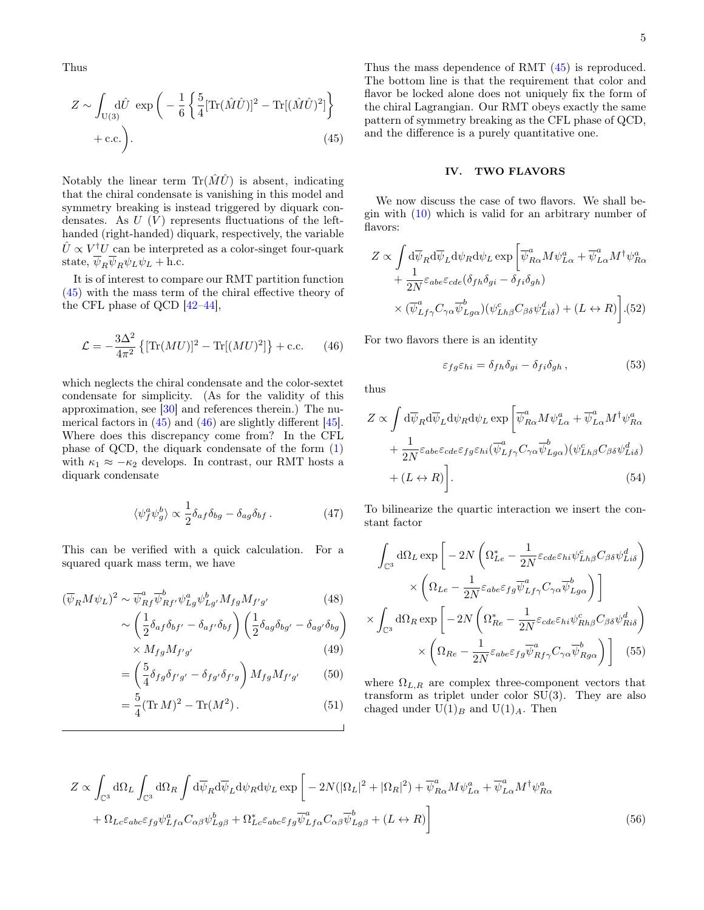Thus

$$
Z \sim \int_{\mathrm{U}(3)} \mathrm{d}\hat{U} \; \exp\bigg( -\frac{1}{6}\left\{ \frac{5}{4}[\mathrm{Tr}(\hat{M}\hat{U})]^2 - \mathrm{Tr}[(\hat{M}\hat{U})^2] \right\} + \mathrm{c.c.} \bigg). \tag{45}
$$

Notably the linear term $\mathrm{Tr}(\hat{M}\hat{U})$ is absent, indicating that the chiral condensate is vanishing in this model and symmetry breaking is instead triggered by diquark condensates. As $U$ ($V$) represents fluctuations of the left-handed (right-handed) diquark, respectively, the variable $\hat{U} \propto V^\dagger U$ can be interpreted as a color-singet four-quark state, $\overline{\psi}_R\overline{\psi}_R\psi_L\psi_L + \mathrm{h.c.}$

It is of interest to compare our RMT partition function (45) with the mass term of the chiral effective theory of the CFL phase of QCD [42–44],

$$
\mathcal{L} = -\frac{3\Delta^2}{4\pi^2}\left\{ [\mathrm{Tr}(MU)]^2 - \mathrm{Tr}[(MU)^2] \right\} + \mathrm{c.c.} \tag{46}
$$

which neglects the chiral condensate and the color-sextet condensate for simplicity. (As for the validity of this approximation, see [30] and references therein.) The numerical factors in (45) and (46) are slightly different [45]. Where does this discrepancy come from? In the CFL phase of QCD, the diquark condensate of the form (1) with $\kappa_1 \approx -\kappa_2$ develops. In contrast, our RMT hosts a diquark condensate

$$
\langle \psi_f^a \psi_g^b \rangle \propto \frac{1}{2}\delta_{af}\delta_{bg} - \delta_{ag}\delta_{bf}\,. \tag{47}
$$

This can be verified with a quick calculation. For a squared quark mass term, we have

$$
\begin{aligned}
(\overline{\psi}_R M \psi_L)^2 &\sim \overline{\psi}{}^a_{Rf}\overline{\psi}{}^b_{Rf'}\psi^a_{Lg}\psi^b_{Lg'}M_{fg}M_{f'g'} && (48)\\
&\sim \left(\frac{1}{2}\delta_{af}\delta_{bf'} - \delta_{af'}\delta_{bf}\right)\left(\frac{1}{2}\delta_{ag}\delta_{bg'} - \delta_{ag'}\delta_{bg}\right) \\
&\quad \times M_{fg}M_{f'g'} && (49)\\
&= \left(\frac{5}{4}\delta_{fg}\delta_{f'g'} - \delta_{fg'}\delta_{f'g}\right) M_{fg}M_{f'g'} && (50)\\
&= \frac{5}{4}(\mathrm{Tr}\, M)^2 - \mathrm{Tr}(M^2)\,. && (51)
\end{aligned}
$$

Thus the mass dependence of RMT (45) is reproduced. The bottom line is that the requirement that color and flavor be locked alone does not uniquely fix the form of the chiral Lagrangian. Our RMT obeys exactly the same pattern of symmetry breaking as the CFL phase of QCD, and the difference is a purely quantitative one.

## IV. TWO FLAVORS

We now discuss the case of two flavors. We shall begin with (10) which is valid for an arbitrary number of flavors:

$$
\begin{aligned}
Z \propto \int \mathrm{d}\overline{\psi}_R \mathrm{d}\overline{\psi}_L \mathrm{d}\psi_R \mathrm{d}\psi_L \exp\bigg[ &\overline{\psi}{}^a_{R\alpha} M \psi^a_{L\alpha} + \overline{\psi}{}^a_{L\alpha} M^\dagger \psi^a_{R\alpha} \\
&+ \frac{1}{2N}\varepsilon_{abe}\varepsilon_{cde}(\delta_{fh}\delta_{gi} - \delta_{fi}\delta_{gh}) \\
&\times (\overline{\psi}{}^a_{Lf\gamma} C_{\gamma\alpha} \overline{\psi}{}^b_{Lg\alpha})(\psi^c_{Lh\beta} C_{\beta\delta} \psi^d_{Li\delta}) + (L \leftrightarrow R) \bigg]. \qquad (52)
\end{aligned}
$$

For two flavors there is an identity

$$
\varepsilon_{fg}\varepsilon_{hi} = \delta_{fh}\delta_{gi} - \delta_{fi}\delta_{gh}\,, \tag{53}
$$

thus

$$
\begin{aligned}
Z \propto \int \mathrm{d}\overline{\psi}_R \mathrm{d}\overline{\psi}_L \mathrm{d}\psi_R \mathrm{d}\psi_L \exp\bigg[ &\overline{\psi}{}^a_{R\alpha} M \psi^a_{L\alpha} + \overline{\psi}{}^a_{L\alpha} M^\dagger \psi^a_{R\alpha} \\
&+ \frac{1}{2N}\varepsilon_{abe}\varepsilon_{cde}\varepsilon_{fg}\varepsilon_{hi}(\overline{\psi}{}^a_{Lf\gamma} C_{\gamma\alpha} \overline{\psi}{}^b_{Lg\alpha})(\psi^c_{Lh\beta} C_{\beta\delta} \psi^d_{Li\delta}) \\
&+ (L \leftrightarrow R) \bigg]. \qquad (54)
\end{aligned}
$$

To bilinearize the quartic interaction we insert the constant factor

$$
\begin{aligned}
&\int_{\mathbb{C}^3} \mathrm{d}\Omega_L \exp\bigg[ -2N\left(\Omega^*_{Le} - \frac{1}{2N}\varepsilon_{cde}\varepsilon_{hi}\psi^c_{Lh\beta}C_{\beta\delta}\psi^d_{Li\delta}\right) \\
&\qquad \times \left(\Omega_{Le} - \frac{1}{2N}\varepsilon_{abe}\varepsilon_{fg}\overline{\psi}{}^a_{Lf\gamma}C_{\gamma\alpha}\overline{\psi}{}^b_{Lg\alpha}\right)\bigg] \\
&\times \int_{\mathbb{C}^3} \mathrm{d}\Omega_R \exp\bigg[ -2N\left(\Omega^*_{Re} - \frac{1}{2N}\varepsilon_{cde}\varepsilon_{hi}\psi^c_{Rh\beta}C_{\beta\delta}\psi^d_{Ri\delta}\right) \\
&\qquad \times \left(\Omega_{Re} - \frac{1}{2N}\varepsilon_{abe}\varepsilon_{fg}\overline{\psi}{}^a_{Rf\gamma}C_{\gamma\alpha}\overline{\psi}{}^b_{Rg\alpha}\right)\bigg] \qquad (55)
\end{aligned}
$$

where $\Omega_{L,R}$ are complex three-component vectors that transform as triplet under color SU(3). They are also chaged under $\mathrm{U}(1)_B$ and $\mathrm{U}(1)_A$. Then

$$
\begin{aligned}
Z \propto \int_{\mathbb{C}^3} \mathrm{d}\Omega_L \int_{\mathbb{C}^3} \mathrm{d}\Omega_R \int \mathrm{d}\overline{\psi}_R \mathrm{d}\overline{\psi}_L \mathrm{d}\psi_R \mathrm{d}\psi_L \exp\bigg[ &-2N(|\Omega_L|^2 + |\Omega_R|^2) + \overline{\psi}{}^a_{R\alpha} M \psi^a_{L\alpha} + \overline{\psi}{}^a_{L\alpha} M^\dagger \psi^a_{R\alpha} \\
&+ \Omega_{Lc}\varepsilon_{abc}\varepsilon_{fg}\psi^a_{Lf\alpha}C_{\alpha\beta}\psi^b_{Lg\beta} + \Omega^*_{Lc}\varepsilon_{abc}\varepsilon_{fg}\overline{\psi}{}^a_{Lf\alpha}C_{\alpha\beta}\overline{\psi}{}^b_{Lg\beta} + (L \leftrightarrow R)\bigg] \qquad (56)
\end{aligned}
$$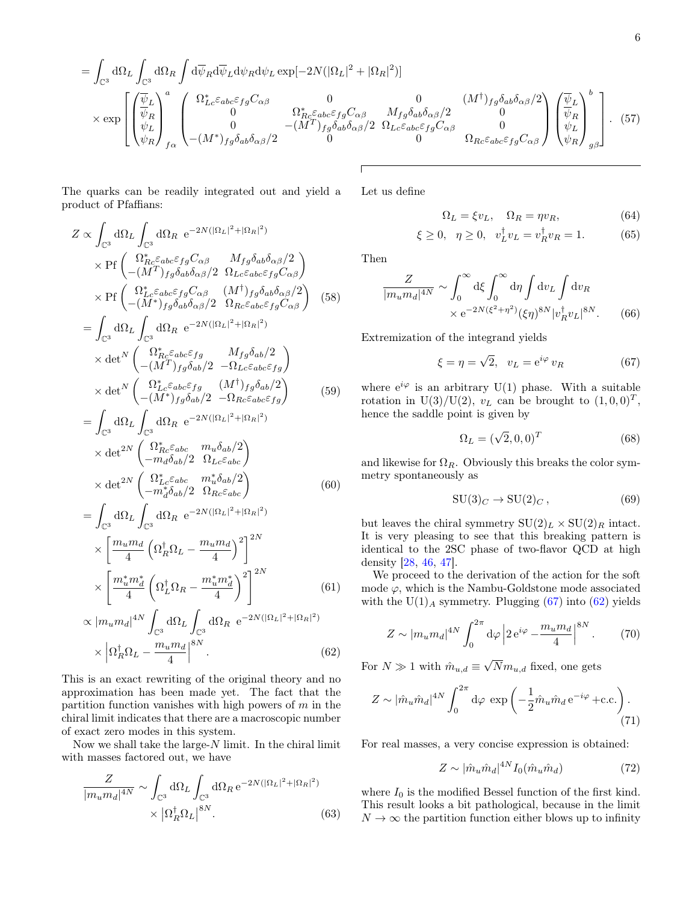$$
= \int_{\mathbb{C}^3} \mathrm{d}\Omega_L \int_{\mathbb{C}^3} \mathrm{d}\Omega_R \int \mathrm{d}\overline{\psi}_R \mathrm{d}\overline{\psi}_L \mathrm{d}\psi_R \mathrm{d}\psi_L \exp[-2N(|\Omega_L|^2+|\Omega_R|^2)]
$$
$$
\times \exp\left[ \begin{pmatrix} \overline{\psi}_L \\ \overline{\psi}_R \\ \psi_L \\ \psi_R \end{pmatrix}^a_{f\alpha} \begin{pmatrix} \Omega^*_{Lc}\varepsilon_{abc}\varepsilon_{fg}C_{\alpha\beta} & 0 & 0 & (M^\dagger)_{fg}\delta_{ab}\delta_{\alpha\beta}/2 \\ 0 & \Omega^*_{Rc}\varepsilon_{abc}\varepsilon_{fg}C_{\alpha\beta} & M_{fg}\delta_{ab}\delta_{\alpha\beta}/2 & 0 \\ 0 & -(M^T)_{fg}\delta_{ab}\delta_{\alpha\beta}/2 & \Omega_{Lc}\varepsilon_{abc}\varepsilon_{fg}C_{\alpha\beta} & 0 \\ -(M^*)_{fg}\delta_{ab}\delta_{\alpha\beta}/2 & 0 & 0 & \Omega_{Rc}\varepsilon_{abc}\varepsilon_{fg}C_{\alpha\beta} \end{pmatrix} \begin{pmatrix} \overline{\psi}_L \\ \overline{\psi}_R \\ \psi_L \\ \psi_R \end{pmatrix}^b_{g\beta} \right]. \quad (57)
$$

The quarks can be readily integrated out and yield a product of Pfaffians:

$$
\begin{aligned}
Z &\propto \int_{\mathbb{C}^3} \mathrm{d}\Omega_L \int_{\mathbb{C}^3} \mathrm{d}\Omega_R \; \mathrm{e}^{-2N(|\Omega_L|^2+|\Omega_R|^2)} \\
&\quad \times \mathrm{Pf}\begin{pmatrix} \Omega^*_{Rc}\varepsilon_{abc}\varepsilon_{fg}C_{\alpha\beta} & M_{fg}\delta_{ab}\delta_{\alpha\beta}/2 \\ -(M^T)_{fg}\delta_{ab}\delta_{\alpha\beta}/2 & \Omega_{Lc}\varepsilon_{abc}\varepsilon_{fg}C_{\alpha\beta} \end{pmatrix} \\
&\quad \times \mathrm{Pf}\begin{pmatrix} \Omega^*_{Lc}\varepsilon_{abc}\varepsilon_{fg}C_{\alpha\beta} & (M^\dagger)_{fg}\delta_{ab}\delta_{\alpha\beta}/2 \\ -(M^*)_{fg}\delta_{ab}\delta_{\alpha\beta}/2 & \Omega_{Rc}\varepsilon_{abc}\varepsilon_{fg}C_{\alpha\beta} \end{pmatrix} \quad (58) \\
&= \int_{\mathbb{C}^3} \mathrm{d}\Omega_L \int_{\mathbb{C}^3} \mathrm{d}\Omega_R \; \mathrm{e}^{-2N(|\Omega_L|^2+|\Omega_R|^2)} \\
&\quad \times \det{}^N \begin{pmatrix} \Omega^*_{Rc}\varepsilon_{abc}\varepsilon_{fg} & M_{fg}\delta_{ab}/2 \\ -(M^T)_{fg}\delta_{ab}/2 & -\Omega_{Lc}\varepsilon_{abc}\varepsilon_{fg} \end{pmatrix} \\
&\quad \times \det{}^N \begin{pmatrix} \Omega^*_{Lc}\varepsilon_{abc}\varepsilon_{fg} & (M^\dagger)_{fg}\delta_{ab}/2 \\ -(M^*)_{fg}\delta_{ab}/2 & -\Omega_{Rc}\varepsilon_{abc}\varepsilon_{fg} \end{pmatrix} \quad (59) \\
&= \int_{\mathbb{C}^3} \mathrm{d}\Omega_L \int_{\mathbb{C}^3} \mathrm{d}\Omega_R \; \mathrm{e}^{-2N(|\Omega_L|^2+|\Omega_R|^2)} \\
&\quad \times \det{}^{2N} \begin{pmatrix} \Omega^*_{Rc}\varepsilon_{abc} & m_u\delta_{ab}/2 \\ -m_d\delta_{ab}/2 & \Omega_{Lc}\varepsilon_{abc} \end{pmatrix} \\
&\quad \times \det{}^{2N} \begin{pmatrix} \Omega^*_{Lc}\varepsilon_{abc} & m^*_u\delta_{ab}/2 \\ -m^*_d\delta_{ab}/2 & \Omega_{Rc}\varepsilon_{abc} \end{pmatrix} \quad (60) \\
&= \int_{\mathbb{C}^3} \mathrm{d}\Omega_L \int_{\mathbb{C}^3} \mathrm{d}\Omega_R \; \mathrm{e}^{-2N(|\Omega_L|^2+|\Omega_R|^2)} \\
&\quad \times \left[ \frac{m_u m_d}{4}\left( \Omega_R^\dagger\Omega_L - \frac{m_u m_d}{4} \right)^2 \right]^{2N} \\
&\quad \times \left[ \frac{m^*_u m^*_d}{4}\left( \Omega_L^\dagger\Omega_R - \frac{m^*_u m^*_d}{4} \right)^2 \right]^{2N} \quad (61) \\
&\propto |m_u m_d|^{4N} \int_{\mathbb{C}^3} \mathrm{d}\Omega_L \int_{\mathbb{C}^3} \mathrm{d}\Omega_R \; \mathrm{e}^{-2N(|\Omega_L|^2+|\Omega_R|^2)} \\
&\quad \times \left| \Omega_R^\dagger\Omega_L - \frac{m_u m_d}{4} \right|^{8N}. \quad (62)
\end{aligned}
$$

This is an exact rewriting of the original theory and no approximation has been made yet. The fact that the partition function vanishes with high powers of $m$ in the chiral limit indicates that there are a macroscopic number of exact zero modes in this system.

Now we shall take the large-$N$ limit. In the chiral limit with masses factored out, we have

$$
\frac{Z}{|m_u m_d|^{4N}} \sim \int_{\mathbb{C}^3} \mathrm{d}\Omega_L \int_{\mathbb{C}^3} \mathrm{d}\Omega_R \, \mathrm{e}^{-2N(|\Omega_L|^2+|\Omega_R|^2)} \times \left| \Omega_R^\dagger\Omega_L \right|^{8N}. \quad (63)
$$

Let us define

$$
\Omega_L = \xi v_L, \quad \Omega_R = \eta v_R, \quad (64)
$$
$$
\xi \ge 0, \quad \eta \ge 0, \quad v_L^\dagger v_L = v_R^\dagger v_R = 1. \quad (65)
$$

Then

$$
\frac{Z}{|m_u m_d|^{4N}} \sim \int_0^\infty \mathrm{d}\xi \int_0^\infty \mathrm{d}\eta \int \mathrm{d}v_L \int \mathrm{d}v_R \times \mathrm{e}^{-2N(\xi^2+\eta^2)} (\xi\eta)^{8N} |v_R^\dagger v_L|^{8N}. \quad (66)
$$

Extremization of the integrand yields

$$
\xi = \eta = \sqrt{2}, \quad v_L = \mathrm{e}^{i\varphi}\, v_R \quad (67)
$$

where $\mathrm{e}^{i\varphi}$ is an arbitrary U(1) phase. With a suitable rotation in U(3)/U(2), $v_L$ can be brought to $(1,0,0)^T$, hence the saddle point is given by

$$
\Omega_L = (\sqrt{2}, 0, 0)^T \quad (68)
$$

and likewise for $\Omega_R$. Obviously this breaks the color symmetry spontaneously as

$$
\mathrm{SU}(3)_C \to \mathrm{SU}(2)_C \,, \quad (69)
$$

but leaves the chiral symmetry $\mathrm{SU}(2)_L \times \mathrm{SU}(2)_R$ intact. It is very pleasing to see that this breaking pattern is identical to the 2SC phase of two-flavor QCD at high density [28, 46, 47].

We proceed to the derivation of the action for the soft mode $\varphi$, which is the Nambu-Goldstone mode associated with the $\mathrm{U}(1)_A$ symmetry. Plugging (67) into (62) yields

$$
Z \sim |m_u m_d|^{4N} \int_0^{2\pi} \mathrm{d}\varphi \left| 2\,\mathrm{e}^{i\varphi} - \frac{m_u m_d}{4} \right|^{8N}. \quad (70)
$$

For $N \gg 1$ with $\hat{m}_{u,d} \equiv \sqrt{N} m_{u,d}$ fixed, one gets

$$
Z \sim |\hat{m}_u \hat{m}_d|^{4N} \int_0^{2\pi} \mathrm{d}\varphi \, \exp\left( -\frac{1}{2}\hat{m}_u \hat{m}_d \,\mathrm{e}^{-i\varphi} + \text{c.c.} \right). \quad (71)
$$

For real masses, a very concise expression is obtained:

$$
Z \sim |\hat{m}_u \hat{m}_d|^{4N} I_0(\hat{m}_u \hat{m}_d) \quad (72)
$$

where $I_0$ is the modified Bessel function of the first kind. This result looks a bit pathological, because in the limit $N \to \infty$ the partition function either blows up to infinity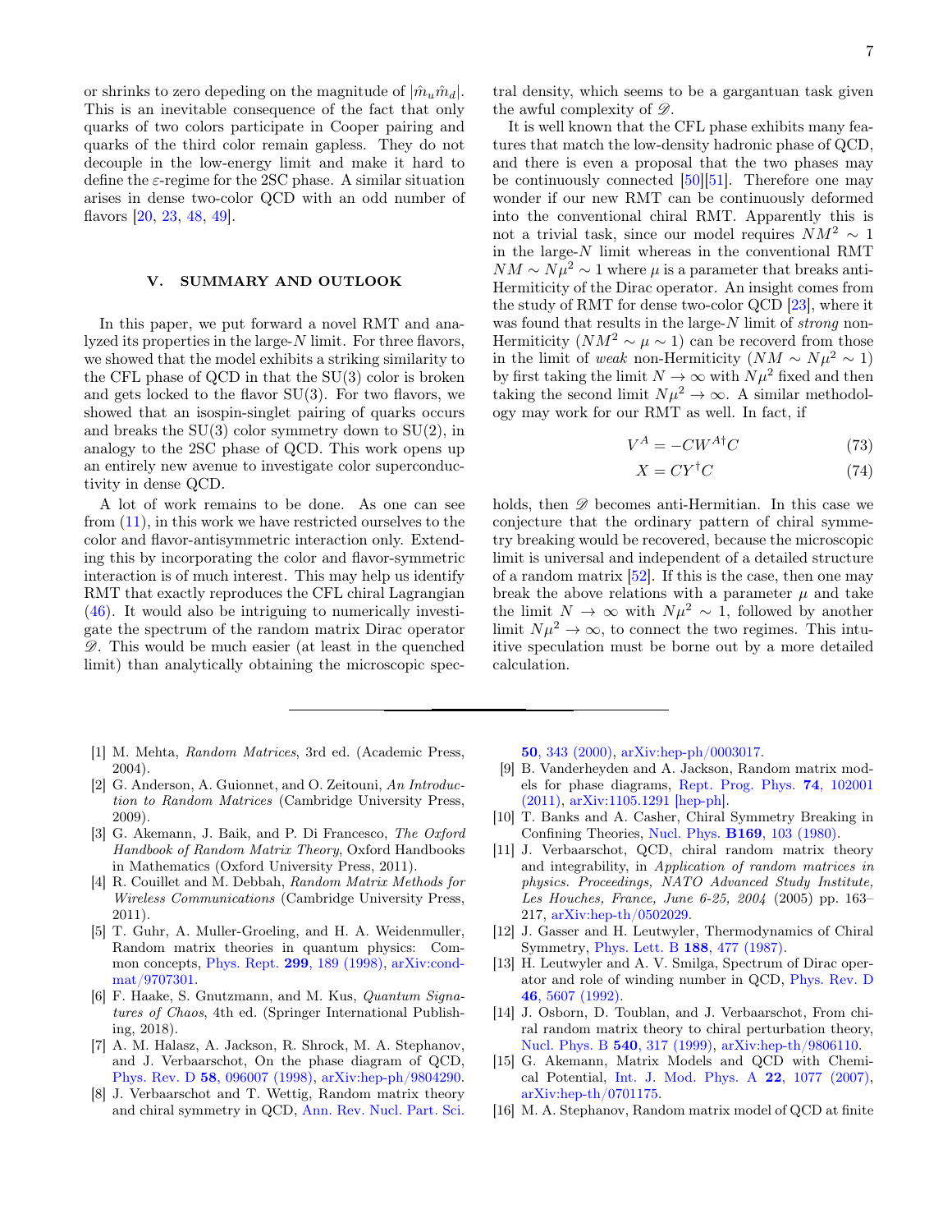or shrinks to zero depeding on the magnitude of $|\hat{m}_u \hat{m}_d|$. This is an inevitable consequence of the fact that only quarks of two colors participate in Cooper pairing and quarks of the third color remain gapless. They do not decouple in the low-energy limit and make it hard to define the $\varepsilon$-regime for the 2SC phase. A similar situation arises in dense two-color QCD with an odd number of flavors [20, 23, 48, 49].

## V. SUMMARY AND OUTLOOK

In this paper, we put forward a novel RMT and analyzed its properties in the large-$N$ limit. For three flavors, we showed that the model exhibits a striking similarity to the CFL phase of QCD in that the SU(3) color is broken and gets locked to the flavor SU(3). For two flavors, we showed that an isospin-singlet pairing of quarks occurs and breaks the SU(3) color symmetry down to SU(2), in analogy to the 2SC phase of QCD. This work opens up an entirely new avenue to investigate color superconductivity in dense QCD.

A lot of work remains to be done. As one can see from (11), in this work we have restricted ourselves to the color and flavor-antisymmetric interaction only. Extending this by incorporating the color and flavor-symmetric interaction is of much interest. This may help us identify RMT that exactly reproduces the CFL chiral Lagrangian (46). It would also be intriguing to numerically investigate the spectrum of the random matrix Dirac operator $\mathscr{D}$. This would be much easier (at least in the quenched limit) than analytically obtaining the microscopic spectral density, which seems to be a gargantuan task given the awful complexity of $\mathscr{D}$.

It is well known that the CFL phase exhibits many features that match the low-density hadronic phase of QCD, and there is even a proposal that the two phases may be continuously connected [50][51]. Therefore one may wonder if our new RMT can be continuously deformed into the conventional chiral RMT. Apparently this is not a trivial task, since our model requires $NM^2 \sim 1$ in the large-$N$ limit whereas in the conventional RMT $NM \sim N\mu^2 \sim 1$ where $\mu$ is a parameter that breaks anti-Hermiticity of the Dirac operator. An insight comes from the study of RMT for dense two-color QCD [23], where it was found that results in the large-$N$ limit of *strong* non-Hermiticity ($NM^2 \sim \mu \sim 1$) can be recoverd from those in the limit of *weak* non-Hermiticity ($NM \sim N\mu^2 \sim 1$) by first taking the limit $N \to \infty$ with $N\mu^2$ fixed and then taking the second limit $N\mu^2 \to \infty$. A similar methodology may work for our RMT as well. In fact, if

$$V^A = -CW^{A\dagger}C \tag{73}$$

$$X = CY^\dagger C \tag{74}$$

holds, then $\mathscr{D}$ becomes anti-Hermitian. In this case we conjecture that the ordinary pattern of chiral symmetry breaking would be recovered, because the microscopic limit is universal and independent of a detailed structure of a random matrix [52]. If this is the case, then one may break the above relations with a parameter $\mu$ and take the limit $N \to \infty$ with $N\mu^2 \sim 1$, followed by another limit $N\mu^2 \to \infty$, to connect the two regimes. This intuitive speculation must be borne out by a more detailed calculation.

---

[1] M. Mehta, *Random Matrices*, 3rd ed. (Academic Press, 2004).

[2] G. Anderson, A. Guionnet, and O. Zeitouni, *An Introduction to Random Matrices* (Cambridge University Press, 2009).

[3] G. Akemann, J. Baik, and P. Di Francesco, *The Oxford Handbook of Random Matrix Theory*, Oxford Handbooks in Mathematics (Oxford University Press, 2011).

[4] R. Couillet and M. Debbah, *Random Matrix Methods for Wireless Communications* (Cambridge University Press, 2011).

[5] T. Guhr, A. Muller-Groeling, and H. A. Weidenmuller, Random matrix theories in quantum physics: Common concepts, Phys. Rept. **299**, 189 (1998), arXiv:cond-mat/9707301.

[6] F. Haake, S. Gnutzmann, and M. Kus, *Quantum Signatures of Chaos*, 4th ed. (Springer International Publishing, 2018).

[7] A. M. Halasz, A. Jackson, R. Shrock, M. A. Stephanov, and J. Verbaarschot, On the phase diagram of QCD, Phys. Rev. D **58**, 096007 (1998), arXiv:hep-ph/9804290.

[8] J. Verbaarschot and T. Wettig, Random matrix theory and chiral symmetry in QCD, Ann. Rev. Nucl. Part. Sci. **50**, 343 (2000), arXiv:hep-ph/0003017.

[9] B. Vanderheyden and A. Jackson, Random matrix models for phase diagrams, Rept. Prog. Phys. **74**, 102001 (2011), arXiv:1105.1291 [hep-ph].

[10] T. Banks and A. Casher, Chiral Symmetry Breaking in Confining Theories, Nucl. Phys. **B169**, 103 (1980).

[11] J. Verbaarschot, QCD, chiral random matrix theory and integrability, in *Application of random matrices in physics. Proceedings, NATO Advanced Study Institute, Les Houches, France, June 6-25, 2004* (2005) pp. 163–217, arXiv:hep-th/0502029.

[12] J. Gasser and H. Leutwyler, Thermodynamics of Chiral Symmetry, Phys. Lett. B **188**, 477 (1987).

[13] H. Leutwyler and A. V. Smilga, Spectrum of Dirac operator and role of winding number in QCD, Phys. Rev. D **46**, 5607 (1992).

[14] J. Osborn, D. Toublan, and J. Verbaarschot, From chiral random matrix theory to chiral perturbation theory, Nucl. Phys. B **540**, 317 (1999), arXiv:hep-th/9806110.

[15] G. Akemann, Matrix Models and QCD with Chemical Potential, Int. J. Mod. Phys. A **22**, 1077 (2007), arXiv:hep-th/0701175.

[16] M. A. Stephanov, Random matrix model of QCD at finite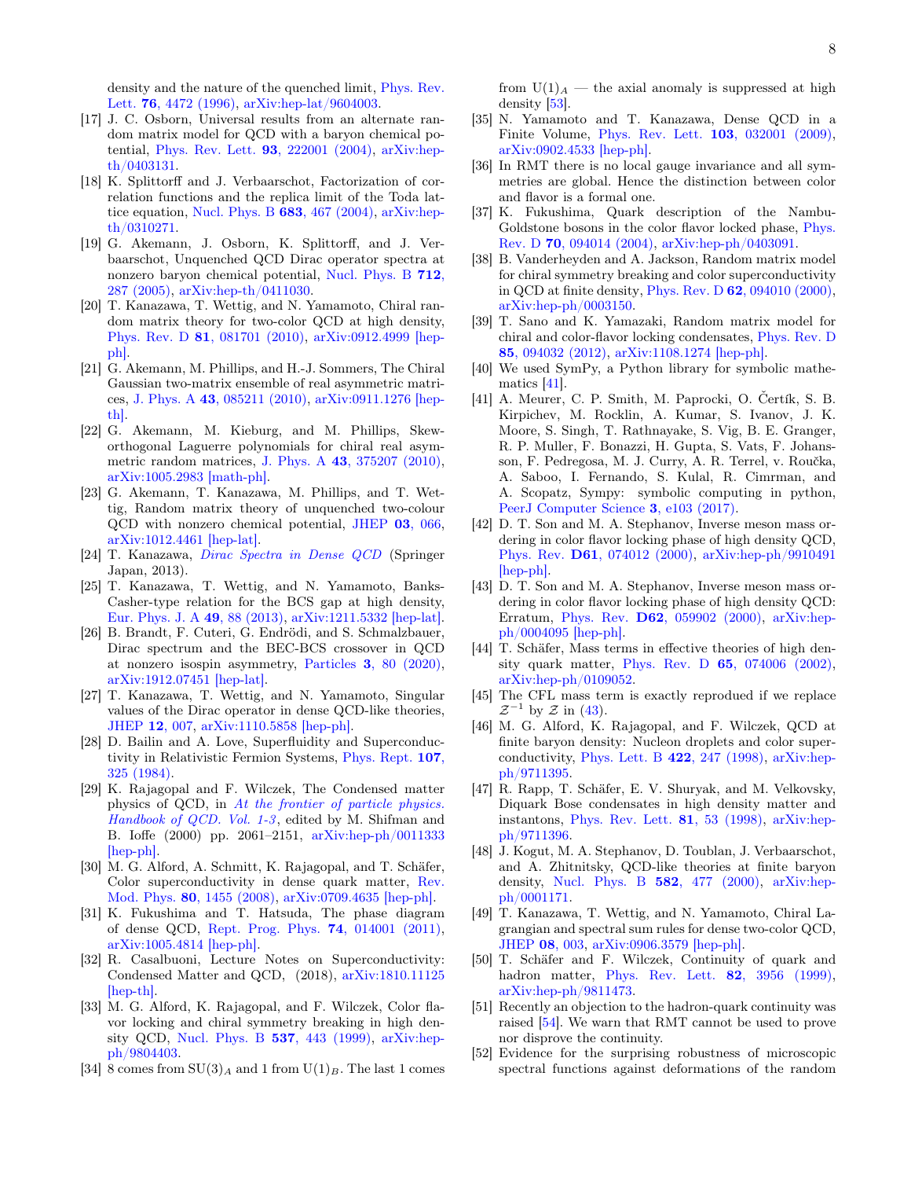density and the nature of the quenched limit, Phys. Rev. Lett. **76**, 4472 (1996), arXiv:hep-lat/9604003.

[17] J. C. Osborn, Universal results from an alternate random matrix model for QCD with a baryon chemical potential, Phys. Rev. Lett. **93**, 222001 (2004), arXiv:hep-th/0403131.

[18] K. Splittorff and J. Verbaarschot, Factorization of correlation functions and the replica limit of the Toda lattice equation, Nucl. Phys. B **683**, 467 (2004), arXiv:hep-th/0310271.

[19] G. Akemann, J. Osborn, K. Splittorff, and J. Verbaarschot, Unquenched QCD Dirac operator spectra at nonzero baryon chemical potential, Nucl. Phys. B **712**, 287 (2005), arXiv:hep-th/0411030.

[20] T. Kanazawa, T. Wettig, and N. Yamamoto, Chiral random matrix theory for two-color QCD at high density, Phys. Rev. D **81**, 081701 (2010), arXiv:0912.4999 [hep-ph].

[21] G. Akemann, M. Phillips, and H.-J. Sommers, The Chiral Gaussian two-matrix ensemble of real asymmetric matrices, J. Phys. A **43**, 085211 (2010), arXiv:0911.1276 [hep-th].

[22] G. Akemann, M. Kieburg, and M. Phillips, Skew-orthogonal Laguerre polynomials for chiral real asymmetric random matrices, J. Phys. A **43**, 375207 (2010), arXiv:1005.2983 [math-ph].

[23] G. Akemann, T. Kanazawa, M. Phillips, and T. Wettig, Random matrix theory of unquenched two-colour QCD with nonzero chemical potential, JHEP **03**, 066, arXiv:1012.4461 [hep-lat].

[24] T. Kanazawa, *Dirac Spectra in Dense QCD* (Springer Japan, 2013).

[25] T. Kanazawa, T. Wettig, and N. Yamamoto, Banks-Casher-type relation for the BCS gap at high density, Eur. Phys. J. A **49**, 88 (2013), arXiv:1211.5332 [hep-lat].

[26] B. Brandt, F. Cuteri, G. Endrődi, and S. Schmalzbauer, Dirac spectrum and the BEC-BCS crossover in QCD at nonzero isospin asymmetry, Particles **3**, 80 (2020), arXiv:1912.07451 [hep-lat].

[27] T. Kanazawa, T. Wettig, and N. Yamamoto, Singular values of the Dirac operator in dense QCD-like theories, JHEP **12**, 007, arXiv:1110.5858 [hep-ph].

[28] D. Bailin and A. Love, Superfluidity and Superconductivity in Relativistic Fermion Systems, Phys. Rept. **107**, 325 (1984).

[29] K. Rajagopal and F. Wilczek, The Condensed matter physics of QCD, in *At the frontier of particle physics. Handbook of QCD. Vol. 1-3*, edited by M. Shifman and B. Ioffe (2000) pp. 2061–2151, arXiv:hep-ph/0011333 [hep-ph].

[30] M. G. Alford, A. Schmitt, K. Rajagopal, and T. Schäfer, Color superconductivity in dense quark matter, Rev. Mod. Phys. **80**, 1455 (2008), arXiv:0709.4635 [hep-ph].

[31] K. Fukushima and T. Hatsuda, The phase diagram of dense QCD, Rept. Prog. Phys. **74**, 014001 (2011), arXiv:1005.4814 [hep-ph].

[32] R. Casalbuoni, Lecture Notes on Superconductivity: Condensed Matter and QCD, (2018), arXiv:1810.11125 [hep-th].

[33] M. G. Alford, K. Rajagopal, and F. Wilczek, Color flavor locking and chiral symmetry breaking in high density QCD, Nucl. Phys. B **537**, 443 (1999), arXiv:hep-ph/9804403.

[34] 8 comes from $\mathrm{SU}(3)_A$ and 1 from $\mathrm{U}(1)_B$. The last 1 comes from $\mathrm{U}(1)_A$ — the axial anomaly is suppressed at high density [53].

[35] N. Yamamoto and T. Kanazawa, Dense QCD in a Finite Volume, Phys. Rev. Lett. **103**, 032001 (2009), arXiv:0902.4533 [hep-ph].

[36] In RMT there is no local gauge invariance and all symmetries are global. Hence the distinction between color and flavor is a formal one.

[37] K. Fukushima, Quark description of the Nambu-Goldstone bosons in the color flavor locked phase, Phys. Rev. D **70**, 094014 (2004), arXiv:hep-ph/0403091.

[38] B. Vanderheyden and A. Jackson, Random matrix model for chiral symmetry breaking and color superconductivity in QCD at finite density, Phys. Rev. D **62**, 094010 (2000), arXiv:hep-ph/0003150.

[39] T. Sano and K. Yamazaki, Random matrix model for chiral and color-flavor locking condensates, Phys. Rev. D **85**, 094032 (2012), arXiv:1108.1274 [hep-ph].

[40] We used SymPy, a Python library for symbolic mathematics [41].

[41] A. Meurer, C. P. Smith, M. Paprocki, O. Čertík, S. B. Kirpichev, M. Rocklin, A. Kumar, S. Ivanov, J. K. Moore, S. Singh, T. Rathnayake, S. Vig, B. E. Granger, R. P. Muller, F. Bonazzi, H. Gupta, S. Vats, F. Johansson, F. Pedregosa, M. J. Curry, A. R. Terrel, v. Roučka, A. Saboo, I. Fernando, S. Kulal, R. Cimrman, and A. Scopatz, Sympy: symbolic computing in python, PeerJ Computer Science **3**, e103 (2017).

[42] D. T. Son and M. A. Stephanov, Inverse meson mass ordering in color flavor locking phase of high density QCD, Phys. Rev. **D61**, 074012 (2000), arXiv:hep-ph/9910491 [hep-ph].

[43] D. T. Son and M. A. Stephanov, Inverse meson mass ordering in color flavor locking phase of high density QCD: Erratum, Phys. Rev. **D62**, 059902 (2000), arXiv:hep-ph/0004095 [hep-ph].

[44] T. Schäfer, Mass terms in effective theories of high density quark matter, Phys. Rev. D **65**, 074006 (2002), arXiv:hep-ph/0109052.

[45] The CFL mass term is exactly reproduced if we replace $\mathcal{Z}^{-1}$ by $\mathcal{Z}$ in (43).

[46] M. G. Alford, K. Rajagopal, and F. Wilczek, QCD at finite baryon density: Nucleon droplets and color superconductivity, Phys. Lett. B **422**, 247 (1998), arXiv:hep-ph/9711395.

[47] R. Rapp, T. Schäfer, E. V. Shuryak, and M. Velkovsky, Diquark Bose condensates in high density matter and instantons, Phys. Rev. Lett. **81**, 53 (1998), arXiv:hep-ph/9711396.

[48] J. Kogut, M. A. Stephanov, D. Toublan, J. Verbaarschot, and A. Zhitnitsky, QCD-like theories at finite baryon density, Nucl. Phys. B **582**, 477 (2000), arXiv:hep-ph/0001171.

[49] T. Kanazawa, T. Wettig, and N. Yamamoto, Chiral Lagrangian and spectral sum rules for dense two-color QCD, JHEP **08**, 003, arXiv:0906.3579 [hep-ph].

[50] T. Schäfer and F. Wilczek, Continuity of quark and hadron matter, Phys. Rev. Lett. **82**, 3956 (1999), arXiv:hep-ph/9811473.

[51] Recently an objection to the hadron-quark continuity was raised [54]. We warn that RMT cannot be used to prove nor disprove the continuity.

[52] Evidence for the surprising robustness of microscopic spectral functions against deformations of the random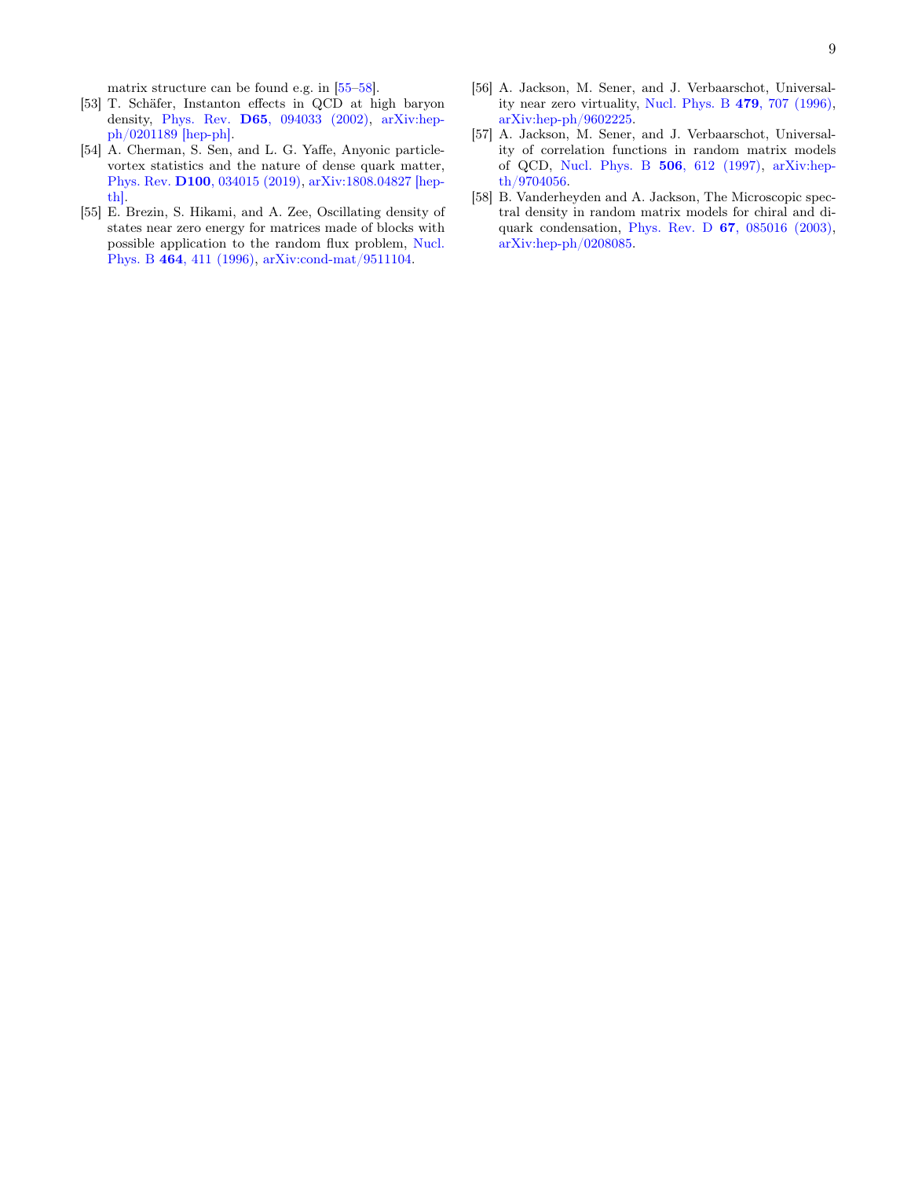matrix structure can be found e.g. in [55–58].

[53] T. Schäfer, Instanton effects in QCD at high baryon density, Phys. Rev. **D65**, 094033 (2002), arXiv:hep-ph/0201189 [hep-ph].

[54] A. Cherman, S. Sen, and L. G. Yaffe, Anyonic particle-vortex statistics and the nature of dense quark matter, Phys. Rev. **D100**, 034015 (2019), arXiv:1808.04827 [hep-th].

[55] E. Brezin, S. Hikami, and A. Zee, Oscillating density of states near zero energy for matrices made of blocks with possible application to the random flux problem, Nucl. Phys. B **464**, 411 (1996), arXiv:cond-mat/9511104.

[56] A. Jackson, M. Sener, and J. Verbaarschot, Universality near zero virtuality, Nucl. Phys. B **479**, 707 (1996), arXiv:hep-ph/9602225.

[57] A. Jackson, M. Sener, and J. Verbaarschot, Universality of correlation functions in random matrix models of QCD, Nucl. Phys. B **506**, 612 (1997), arXiv:hep-th/9704056.

[58] B. Vanderheyden and A. Jackson, The Microscopic spectral density in random matrix models for chiral and diquark condensation, Phys. Rev. D **67**, 085016 (2003), arXiv:hep-ph/0208085.